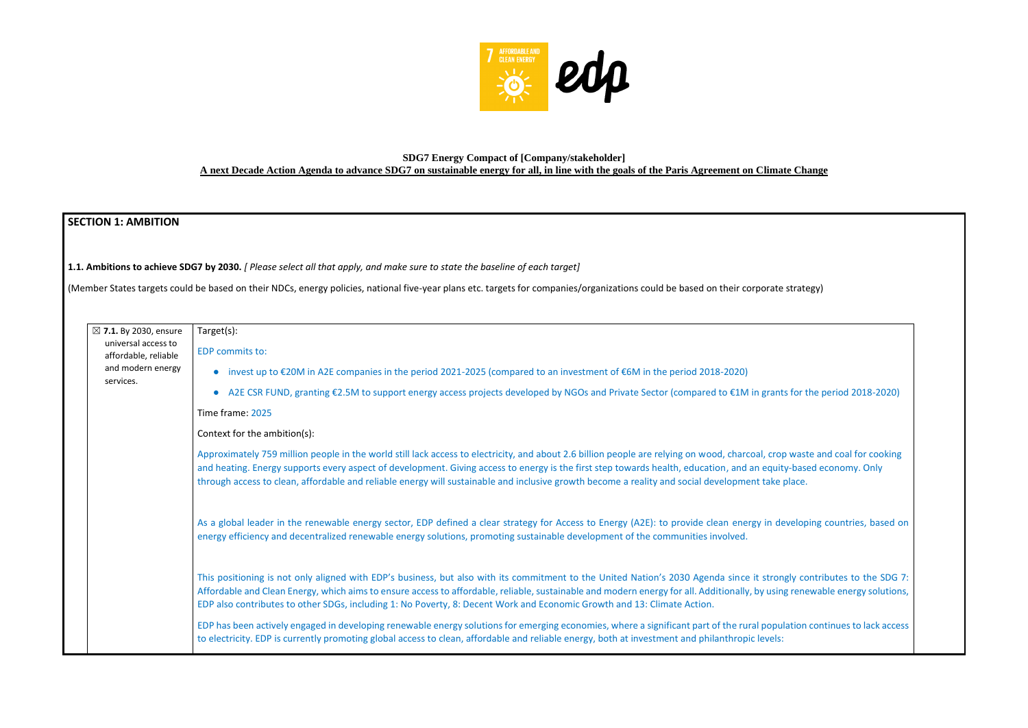**SDG7 Energy Compact of [Company/stakeholder]**

**A next Decade Action Agenda to advance SDG7 on sustainable energy for all, in line with the goals of the Paris Agreement on Climate Change**

## SECTION 1: AMBITION

**1.1. Ambitions to achieve SDG7 by 2030.** *[ Please select all that apply, and make sure to state the baseline of each target]*

(Member States targets could be based on their NDCs, energy policies, national five-year plans etc. targets for companies/organizations could be based on their corporate strategy)

| | |
|---|---|
| ☒ **7.1.** By 2030, ensure universal access to affordable, reliable and modern energy services. | Target(s):<br><br>EDP commits to:<br><br>• invest up to €20M in A2E companies in the period 2021-2025 (compared to an investment of €6M in the period 2018-2020)<br><br>• A2E CSR FUND, granting €2.5M to support energy access projects developed by NGOs and Private Sector (compared to €1M in grants for the period 2018-2020)<br><br>Time frame: 2025<br><br>Context for the ambition(s):<br><br>Approximately 759 million people in the world still lack access to electricity, and about 2.6 billion people are relying on wood, charcoal, crop waste and coal for cooking and heating. Energy supports every aspect of development. Giving access to energy is the first step towards health, education, and an equity-based economy. Only through access to clean, affordable and reliable energy will sustainable and inclusive growth become a reality and social development take place.<br><br>As a global leader in the renewable energy sector, EDP defined a clear strategy for Access to Energy (A2E): to provide clean energy in developing countries, based on energy efficiency and decentralized renewable energy solutions, promoting sustainable development of the communities involved.<br><br>This positioning is not only aligned with EDP's business, but also with its commitment to the United Nation's 2030 Agenda since it strongly contributes to the SDG 7: Affordable and Clean Energy, which aims to ensure access to affordable, reliable, sustainable and modern energy for all. Additionally, by using renewable energy solutions, EDP also contributes to other SDGs, including 1: No Poverty, 8: Decent Work and Economic Growth and 13: Climate Action.<br><br>EDP has been actively engaged in developing renewable energy solutions for emerging economies, where a significant part of the rural population continues to lack access to electricity. EDP is currently promoting global access to clean, affordable and reliable energy, both at investment and philanthropic levels: |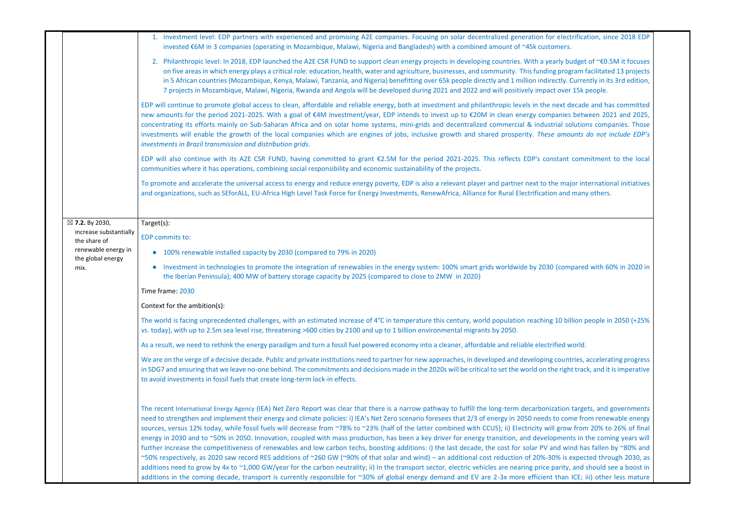| | |
|---|---|
| | 1. Investment level: EDP partners with experienced and promising A2E companies. Focusing on solar decentralized generation for electrification, since 2018 EDP invested €6M in 3 companies (operating in Mozambique, Malawi, Nigeria and Bangladesh) with a combined amount of ~45k customers.<br><br>2. Philanthropic level: In 2018, EDP launched the A2E CSR FUND to support clean energy projects in developing countries. With a yearly budget of ~€0.5M it focuses on five areas in which energy plays a critical role: education, health, water and agriculture, businesses, and community. This funding program facilitated 13 projects in 5 African countries (Mozambique, Kenya, Malawi, Tanzania, and Nigeria) benefitting over 65k people directly and 1 million indirectly. Currently in its 3rd edition, 7 projects in Mozambique, Malawi, Nigeria, Rwanda and Angola will be developed during 2021 and 2022 and will positively impact over 15k people.<br><br>EDP will continue to promote global access to clean, affordable and reliable energy, both at investment and philanthropic levels in the next decade and has committed new amounts for the period 2021-2025. With a goal of €4M investment/year, EDP intends to invest up to €20M in clean energy companies between 2021 and 2025, concentrating its efforts mainly on Sub-Saharan Africa and on solar home systems, mini-grids and decentralized commercial & industrial solutions companies. Those investments will enable the growth of the local companies which are engines of jobs, inclusive growth and shared prosperity. *These amounts do not include EDP's investments in Brazil transmission and distribution grids*.<br><br>EDP will also continue with its A2E CSR FUND, having committed to grant €2.5M for the period 2021-2025. This reflects EDP's constant commitment to the local communities where it has operations, combining social responsibility and economic sustainability of the projects.<br><br>To promote and accelerate the universal access to energy and reduce energy poverty, EDP is also a relevant player and partner next to the major international initiatives and organizations, such as SEforALL, EU-Africa High Level Task Force for Energy Investments, RenewAfrica, Alliance for Rural Electrification and many others. |
| ☒ **7.2.** By 2030, increase substantially the share of renewable energy in the global energy mix. | Target(s):<br><br>EDP commits to:<br><br>• 100% renewable installed capacity by 2030 (compared to 79% in 2020)<br><br>• Investment in technologies to promote the integration of renewables in the energy system: 100% smart grids worldwide by 2030 (compared with 60% in 2020 in the Iberian Peninsula); 400 MW of battery storage capacity by 2025 (compared to close to 2MW in 2020)<br><br>Time frame: 2030<br><br>Context for the ambition(s):<br><br>The world is facing unprecedented challenges, with an estimated increase of 4°C in temperature this century, world population reaching 10 billion people in 2050 (+25% vs. today), with up to 2.5m sea level rise, threatening >600 cities by 2100 and up to 1 billion environmental migrants by 2050.<br><br>As a result, we need to rethink the energy paradigm and turn a fossil fuel powered economy into a cleaner, affordable and reliable electrified world.<br><br>We are on the verge of a decisive decade. Public and private institutions need to partner for new approaches, in developed and developing countries, accelerating progress in SDG7 and ensuring that we leave no-one behind. The commitments and decisions made in the 2020s will be critical to set the world on the right track, and it is imperative to avoid investments in fossil fuels that create long-term lock-in effects.<br><br>The recent International Energy Agency (IEA) Net Zero Report was clear that there is a narrow pathway to fulfill the long-term decarbonization targets, and governments need to strengthen and implement their energy and climate policies: i) IEA's Net Zero scenario foresees that 2/3 of energy in 2050 needs to come from renewable energy sources, versus 12% today, while fossil fuels will decrease from ~78% to ~23% (half of the latter combined with CCUS); ii) Electricity will grow from 20% to 26% of final energy in 2030 and to ~50% in 2050. Innovation, coupled with mass production, has been a key driver for energy transition, and developments in the coming years will further increase the competitiveness of renewables and low carbon techs, boosting additions: i) the last decade, the cost for solar PV and wind has fallen by ~80% and ~50% respectively, as 2020 saw record RES additions of ~260 GW (~90% of that solar and wind) – an additional cost reduction of 20%-30% is expected through 2030, as additions need to grow by 4x to ~1,000 GW/year for the carbon neutrality; ii) In the transport sector, electric vehicles are nearing price parity, and should see a boost in additions in the coming decade, transport is currently responsible for ~30% of global energy demand and EV are 2-3x more efficient than ICE; iii) other less mature |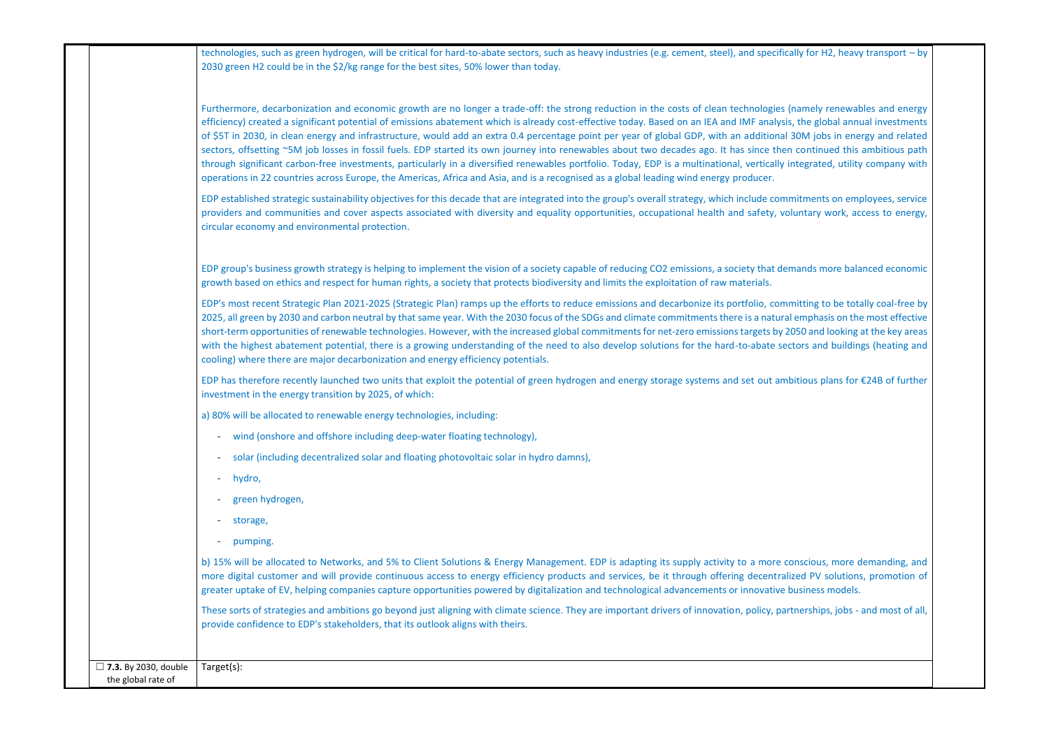| | |
|---|---|
| | technologies, such as green hydrogen, will be critical for hard-to-abate sectors, such as heavy industries (e.g. cement, steel), and specifically for H2, heavy transport – by 2030 green H2 could be in the $2/kg range for the best sites, 50% lower than today.<br><br>Furthermore, decarbonization and economic growth are no longer a trade-off: the strong reduction in the costs of clean technologies (namely renewables and energy efficiency) created a significant potential of emissions abatement which is already cost-effective today. Based on an IEA and IMF analysis, the global annual investments of $5T in 2030, in clean energy and infrastructure, would add an extra 0.4 percentage point per year of global GDP, with an additional 30M jobs in energy and related sectors, offsetting ~5M job losses in fossil fuels. EDP started its own journey into renewables about two decades ago. It has since then continued this ambitious path through significant carbon-free investments, particularly in a diversified renewables portfolio. Today, EDP is a multinational, vertically integrated, utility company with operations in 22 countries across Europe, the Americas, Africa and Asia, and is a recognised as a global leading wind energy producer.<br><br>EDP established strategic sustainability objectives for this decade that are integrated into the group's overall strategy, which include commitments on employees, service providers and communities and cover aspects associated with diversity and equality opportunities, occupational health and safety, voluntary work, access to energy, circular economy and environmental protection.<br><br>EDP group's business growth strategy is helping to implement the vision of a society capable of reducing CO2 emissions, a society that demands more balanced economic growth based on ethics and respect for human rights, a society that protects biodiversity and limits the exploitation of raw materials.<br><br>EDP's most recent Strategic Plan 2021-2025 (Strategic Plan) ramps up the efforts to reduce emissions and decarbonize its portfolio, committing to be totally coal-free by 2025, all green by 2030 and carbon neutral by that same year. With the 2030 focus of the SDGs and climate commitments there is a natural emphasis on the most effective short-term opportunities of renewable technologies. However, with the increased global commitments for net-zero emissions targets by 2050 and looking at the key areas with the highest abatement potential, there is a growing understanding of the need to also develop solutions for the hard-to-abate sectors and buildings (heating and cooling) where there are major decarbonization and energy efficiency potentials.<br><br>EDP has therefore recently launched two units that exploit the potential of green hydrogen and energy storage systems and set out ambitious plans for €24B of further investment in the energy transition by 2025, of which:<br><br>a) 80% will be allocated to renewable energy technologies, including:<br>- wind (onshore and offshore including deep-water floating technology),<br>- solar (including decentralized solar and floating photovoltaic solar in hydro damns),<br>- hydro,<br>- green hydrogen,<br>- storage,<br>- pumping.<br><br>b) 15% will be allocated to Networks, and 5% to Client Solutions & Energy Management. EDP is adapting its supply activity to a more conscious, more demanding, and more digital customer and will provide continuous access to energy efficiency products and services, be it through offering decentralized PV solutions, promotion of greater uptake of EV, helping companies capture opportunities powered by digitalization and technological advancements or innovative business models.<br><br>These sorts of strategies and ambitions go beyond just aligning with climate science. They are important drivers of innovation, policy, partnerships, jobs - and most of all, provide confidence to EDP's stakeholders, that its outlook aligns with theirs. |
| ☐ **7.3.** By 2030, double the global rate of | Target(s): |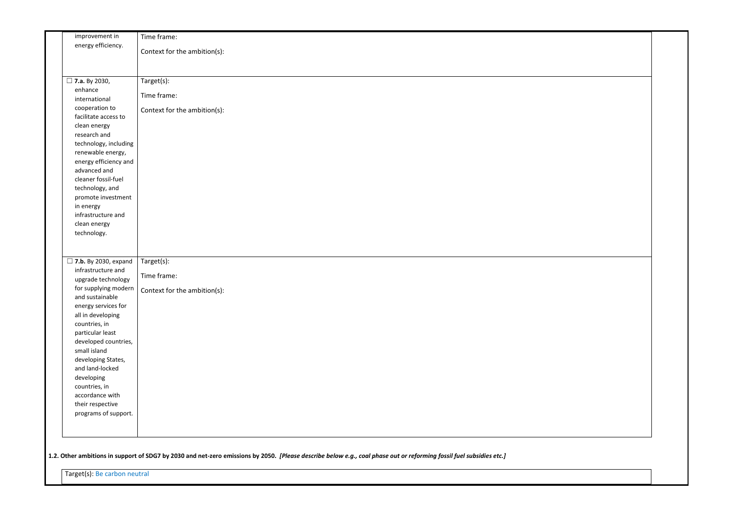| | |
|---|---|
| improvement in energy efficiency. | Time frame:<br><br>Context for the ambition(s): |
| ☐ **7.a.** By 2030, enhance international cooperation to facilitate access to clean energy research and technology, including renewable energy, energy efficiency and advanced and cleaner fossil-fuel technology, and promote investment in energy infrastructure and clean energy technology. | Target(s):<br><br>Time frame:<br><br>Context for the ambition(s): |
| ☐ **7.b.** By 2030, expand infrastructure and upgrade technology for supplying modern and sustainable energy services for all in developing countries, in particular least developed countries, small island developing States, and land-locked developing countries, in accordance with their respective programs of support. | Target(s):<br><br>Time frame:<br><br>Context for the ambition(s): |

**1.2. Other ambitions in support of SDG7 by 2030 and net-zero emissions by 2050.** ***[Please describe below e.g., coal phase out or reforming fossil fuel subsidies etc.]***

| Target(s): Be carbon neutral |
|---|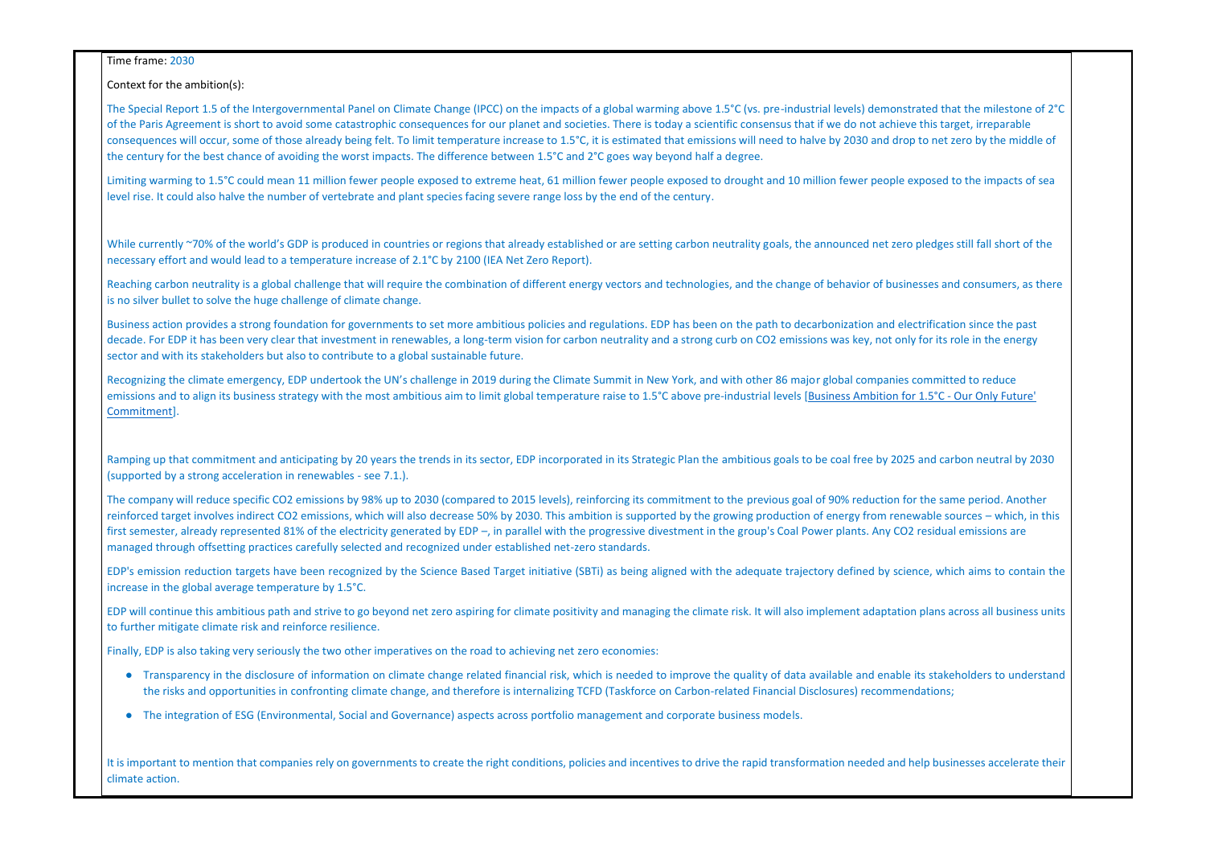Time frame: 2030

Context for the ambition(s):

The Special Report 1.5 of the Intergovernmental Panel on Climate Change (IPCC) on the impacts of a global warming above 1.5°C (vs. pre-industrial levels) demonstrated that the milestone of 2°C of the Paris Agreement is short to avoid some catastrophic consequences for our planet and societies. There is today a scientific consensus that if we do not achieve this target, irreparable consequences will occur, some of those already being felt. To limit temperature increase to 1.5°C, it is estimated that emissions will need to halve by 2030 and drop to net zero by the middle of the century for the best chance of avoiding the worst impacts. The difference between 1.5°C and 2°C goes way beyond half a degree.

Limiting warming to 1.5°C could mean 11 million fewer people exposed to extreme heat, 61 million fewer people exposed to drought and 10 million fewer people exposed to the impacts of sea level rise. It could also halve the number of vertebrate and plant species facing severe range loss by the end of the century.

While currently ~70% of the world's GDP is produced in countries or regions that already established or are setting carbon neutrality goals, the announced net zero pledges still fall short of the necessary effort and would lead to a temperature increase of 2.1°C by 2100 (IEA Net Zero Report).

Reaching carbon neutrality is a global challenge that will require the combination of different energy vectors and technologies, and the change of behavior of businesses and consumers, as there is no silver bullet to solve the huge challenge of climate change.

Business action provides a strong foundation for governments to set more ambitious policies and regulations. EDP has been on the path to decarbonization and electrification since the past decade. For EDP it has been very clear that investment in renewables, a long-term vision for carbon neutrality and a strong curb on $CO_2$ emissions was key, not only for its role in the energy sector and with its stakeholders but also to contribute to a global sustainable future.

Recognizing the climate emergency, EDP undertook the UN's challenge in 2019 during the Climate Summit in New York, and with other 86 major global companies committed to reduce emissions and to align its business strategy with the most ambitious aim to limit global temperature raise to 1.5°C above pre-industrial levels [Business Ambition for 1.5°C - Our Only Future' Commitment].

Ramping up that commitment and anticipating by 20 years the trends in its sector, EDP incorporated in its Strategic Plan the ambitious goals to be coal free by 2025 and carbon neutral by 2030 (supported by a strong acceleration in renewables - see 7.1.).

The company will reduce specific $CO_2$ emissions by 98% up to 2030 (compared to 2015 levels), reinforcing its commitment to the previous goal of 90% reduction for the same period. Another reinforced target involves indirect $CO_2$ emissions, which will also decrease 50% by 2030. This ambition is supported by the growing production of energy from renewable sources – which, in this first semester, already represented 81% of the electricity generated by EDP –, in parallel with the progressive divestment in the group's Coal Power plants. Any $CO_2$ residual emissions are managed through offsetting practices carefully selected and recognized under established net-zero standards.

EDP's emission reduction targets have been recognized by the Science Based Target initiative (SBTi) as being aligned with the adequate trajectory defined by science, which aims to contain the increase in the global average temperature by 1.5°C.

EDP will continue this ambitious path and strive to go beyond net zero aspiring for climate positivity and managing the climate risk. It will also implement adaptation plans across all business units to further mitigate climate risk and reinforce resilience.

Finally, EDP is also taking very seriously the two other imperatives on the road to achieving net zero economies:

- Transparency in the disclosure of information on climate change related financial risk, which is needed to improve the quality of data available and enable its stakeholders to understand the risks and opportunities in confronting climate change, and therefore is internalizing TCFD (Taskforce on Carbon-related Financial Disclosures) recommendations;
- The integration of ESG (Environmental, Social and Governance) aspects across portfolio management and corporate business models.

It is important to mention that companies rely on governments to create the right conditions, policies and incentives to drive the rapid transformation needed and help businesses accelerate their climate action.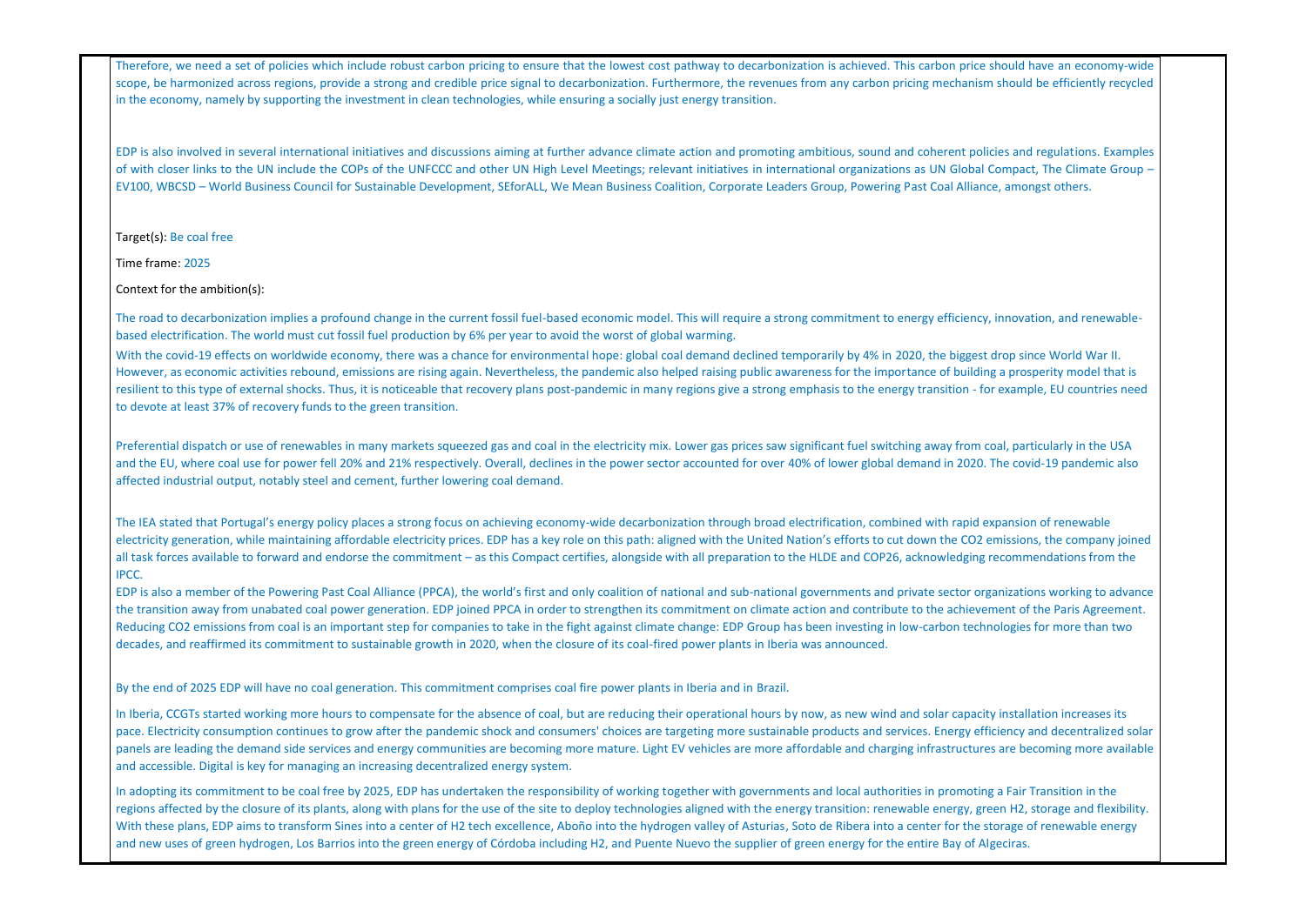Therefore, we need a set of policies which include robust carbon pricing to ensure that the lowest cost pathway to decarbonization is achieved. This carbon price should have an economy-wide scope, be harmonized across regions, provide a strong and credible price signal to decarbonization. Furthermore, the revenues from any carbon pricing mechanism should be efficiently recycled in the economy, namely by supporting the investment in clean technologies, while ensuring a socially just energy transition.

EDP is also involved in several international initiatives and discussions aiming at further advance climate action and promoting ambitious, sound and coherent policies and regulations. Examples of with closer links to the UN include the COPs of the UNFCCC and other UN High Level Meetings; relevant initiatives in international organizations as UN Global Compact, The Climate Group – EV100, WBCSD – World Business Council for Sustainable Development, SEforALL, We Mean Business Coalition, Corporate Leaders Group, Powering Past Coal Alliance, amongst others.

Target(s): Be coal free

Time frame: 2025

Context for the ambition(s):

The road to decarbonization implies a profound change in the current fossil fuel-based economic model. This will require a strong commitment to energy efficiency, innovation, and renewable-based electrification. The world must cut fossil fuel production by 6% per year to avoid the worst of global warming.

With the covid-19 effects on worldwide economy, there was a chance for environmental hope: global coal demand declined temporarily by 4% in 2020, the biggest drop since World War II. However, as economic activities rebound, emissions are rising again. Nevertheless, the pandemic also helped raising public awareness for the importance of building a prosperity model that is resilient to this type of external shocks. Thus, it is noticeable that recovery plans post-pandemic in many regions give a strong emphasis to the energy transition - for example, EU countries need to devote at least 37% of recovery funds to the green transition.

Preferential dispatch or use of renewables in many markets squeezed gas and coal in the electricity mix. Lower gas prices saw significant fuel switching away from coal, particularly in the USA and the EU, where coal use for power fell 20% and 21% respectively. Overall, declines in the power sector accounted for over 40% of lower global demand in 2020. The covid-19 pandemic also affected industrial output, notably steel and cement, further lowering coal demand.

The IEA stated that Portugal's energy policy places a strong focus on achieving economy-wide decarbonization through broad electrification, combined with rapid expansion of renewable electricity generation, while maintaining affordable electricity prices. EDP has a key role on this path: aligned with the United Nation's efforts to cut down the CO2 emissions, the company joined all task forces available to forward and endorse the commitment – as this Compact certifies, alongside with all preparation to the HLDE and COP26, acknowledging recommendations from the IPCC.

EDP is also a member of the Powering Past Coal Alliance (PPCA), the world's first and only coalition of national and sub-national governments and private sector organizations working to advance the transition away from unabated coal power generation. EDP joined PPCA in order to strengthen its commitment on climate action and contribute to the achievement of the Paris Agreement. Reducing CO2 emissions from coal is an important step for companies to take in the fight against climate change: EDP Group has been investing in low-carbon technologies for more than two decades, and reaffirmed its commitment to sustainable growth in 2020, when the closure of its coal-fired power plants in Iberia was announced.

By the end of 2025 EDP will have no coal generation. This commitment comprises coal fire power plants in Iberia and in Brazil.

In Iberia, CCGTs started working more hours to compensate for the absence of coal, but are reducing their operational hours by now, as new wind and solar capacity installation increases its pace. Electricity consumption continues to grow after the pandemic shock and consumers' choices are targeting more sustainable products and services. Energy efficiency and decentralized solar panels are leading the demand side services and energy communities are becoming more mature. Light EV vehicles are more affordable and charging infrastructures are becoming more available and accessible. Digital is key for managing an increasing decentralized energy system.

In adopting its commitment to be coal free by 2025, EDP has undertaken the responsibility of working together with governments and local authorities in promoting a Fair Transition in the regions affected by the closure of its plants, along with plans for the use of the site to deploy technologies aligned with the energy transition: renewable energy, green H2, storage and flexibility. With these plans, EDP aims to transform Sines into a center of H2 tech excellence, Aboño into the hydrogen valley of Asturias, Soto de Ribera into a center for the storage of renewable energy and new uses of green hydrogen, Los Barrios into the green energy of Córdoba including H2, and Puente Nuevo the supplier of green energy for the entire Bay of Algeciras.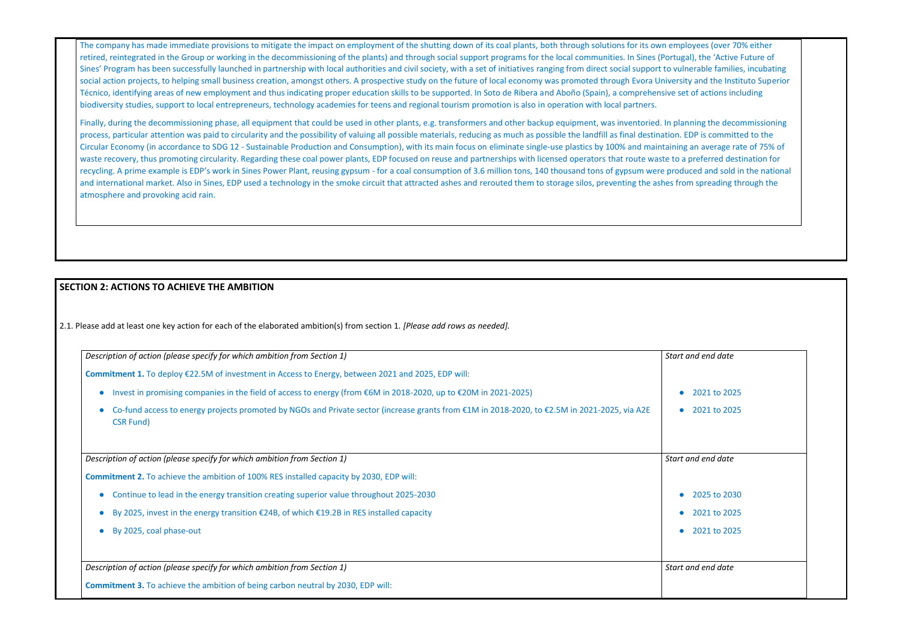The company has made immediate provisions to mitigate the impact on employment of the shutting down of its coal plants, both through solutions for its own employees (over 70% either retired, reintegrated in the Group or working in the decommissioning of the plants) and through social support programs for the local communities. In Sines (Portugal), the 'Active Future of Sines' Program has been successfully launched in partnership with local authorities and civil society, with a set of initiatives ranging from direct social support to vulnerable families, incubating social action projects, to helping small business creation, amongst others. A prospective study on the future of local economy was promoted through Evora University and the Instituto Superior Técnico, identifying areas of new employment and thus indicating proper education skills to be supported. In Soto de Ribera and Aboño (Spain), a comprehensive set of actions including biodiversity studies, support to local entrepreneurs, technology academies for teens and regional tourism promotion is also in operation with local partners.

Finally, during the decommissioning phase, all equipment that could be used in other plants, e.g. transformers and other backup equipment, was inventoried. In planning the decommissioning process, particular attention was paid to circularity and the possibility of valuing all possible materials, reducing as much as possible the landfill as final destination. EDP is committed to the Circular Economy (in accordance to SDG 12 - Sustainable Production and Consumption), with its main focus on eliminate single-use plastics by 100% and maintaining an average rate of 75% of waste recovery, thus promoting circularity. Regarding these coal power plants, EDP focused on reuse and partnerships with licensed operators that route waste to a preferred destination for recycling. A prime example is EDP's work in Sines Power Plant, reusing gypsum - for a coal consumption of 3.6 million tons, 140 thousand tons of gypsum were produced and sold in the national and international market. Also in Sines, EDP used a technology in the smoke circuit that attracted ashes and rerouted them to storage silos, preventing the ashes from spreading through the atmosphere and provoking acid rain.

## SECTION 2: ACTIONS TO ACHIEVE THE AMBITION

2.1. Please add at least one key action for each of the elaborated ambition(s) from section 1. *[Please add rows as needed].*

| *Description of action (please specify for which ambition from Section 1)* | *Start and end date* |
|---|---|
| **Commitment 1.** To deploy €22.5M of investment in Access to Energy, between 2021 and 2025, EDP will: | |
| • Invest in promising companies in the field of access to energy (from €6M in 2018-2020, up to €20M in 2021-2025) | • 2021 to 2025 |
| • Co-fund access to energy projects promoted by NGOs and Private sector (increase grants from €1M in 2018-2020, to €2.5M in 2021-2025, via A2E CSR Fund) | • 2021 to 2025 |
| *Description of action (please specify for which ambition from Section 1)* | *Start and end date* |
| **Commitment 2.** To achieve the ambition of 100% RES installed capacity by 2030, EDP will: | |
| • Continue to lead in the energy transition creating superior value throughout 2025-2030 | • 2025 to 2030 |
| • By 2025, invest in the energy transition €24B, of which €19.2B in RES installed capacity | • 2021 to 2025 |
| • By 2025, coal phase-out | • 2021 to 2025 |
| *Description of action (please specify for which ambition from Section 1)* | *Start and end date* |
| **Commitment 3.** To achieve the ambition of being carbon neutral by 2030, EDP will: | |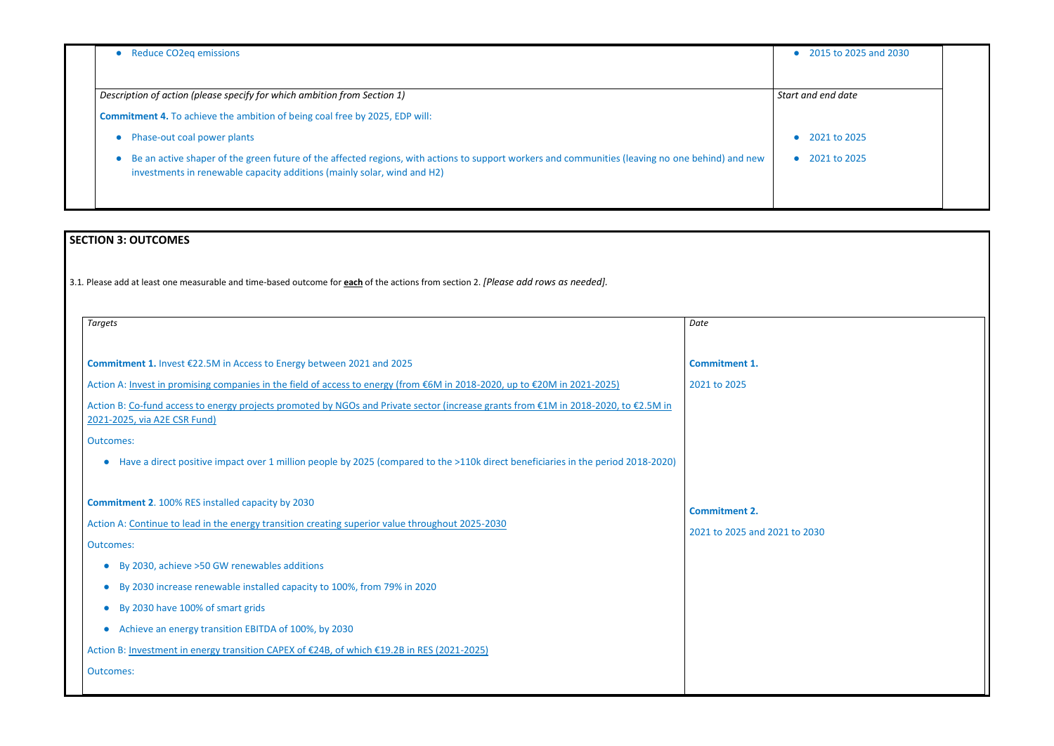| | |
|---|---|
| • Reduce $CO_2$eq emissions | • 2015 to 2025 and 2030 |
| *Description of action (please specify for which ambition from Section 1)* | *Start and end date* |
| **Commitment 4.** To achieve the ambition of being coal free by 2025, EDP will: | |
| • Phase-out coal power plants | • 2021 to 2025 |
| • Be an active shaper of the green future of the affected regions, with actions to support workers and communities (leaving no one behind) and new investments in renewable capacity additions (mainly solar, wind and H2) | • 2021 to 2025 |

## SECTION 3: OUTCOMES

3.1. Please add at least one measurable and time-based outcome for **each** of the actions from section 2. *[Please add rows as needed].*

| *Targets* | *Date* |
|---|---|
| **Commitment 1.** Invest €22.5M in Access to Energy between 2021 and 2025<br><br>Action A: Invest in promising companies in the field of access to energy (from €6M in 2018-2020, up to €20M in 2021-2025)<br><br>Action B: Co-fund access to energy projects promoted by NGOs and Private sector (increase grants from €1M in 2018-2020, to €2.5M in 2021-2025, via A2E CSR Fund)<br><br>Outcomes:<br><br>• Have a direct positive impact over 1 million people by 2025 (compared to the >110k direct beneficiaries in the period 2018-2020) | **Commitment 1.**<br><br>2021 to 2025 |
| **Commitment 2**. 100% RES installed capacity by 2030<br><br>Action A: Continue to lead in the energy transition creating superior value throughout 2025-2030<br><br>Outcomes:<br><br>• By 2030, achieve >50 GW renewables additions<br>• By 2030 increase renewable installed capacity to 100%, from 79% in 2020<br>• By 2030 have 100% of smart grids<br>• Achieve an energy transition EBITDA of 100%, by 2030<br><br>Action B: Investment in energy transition CAPEX of €24B, of which €19.2B in RES (2021-2025)<br><br>Outcomes: | **Commitment 2.**<br><br>2021 to 2025 and 2021 to 2030 |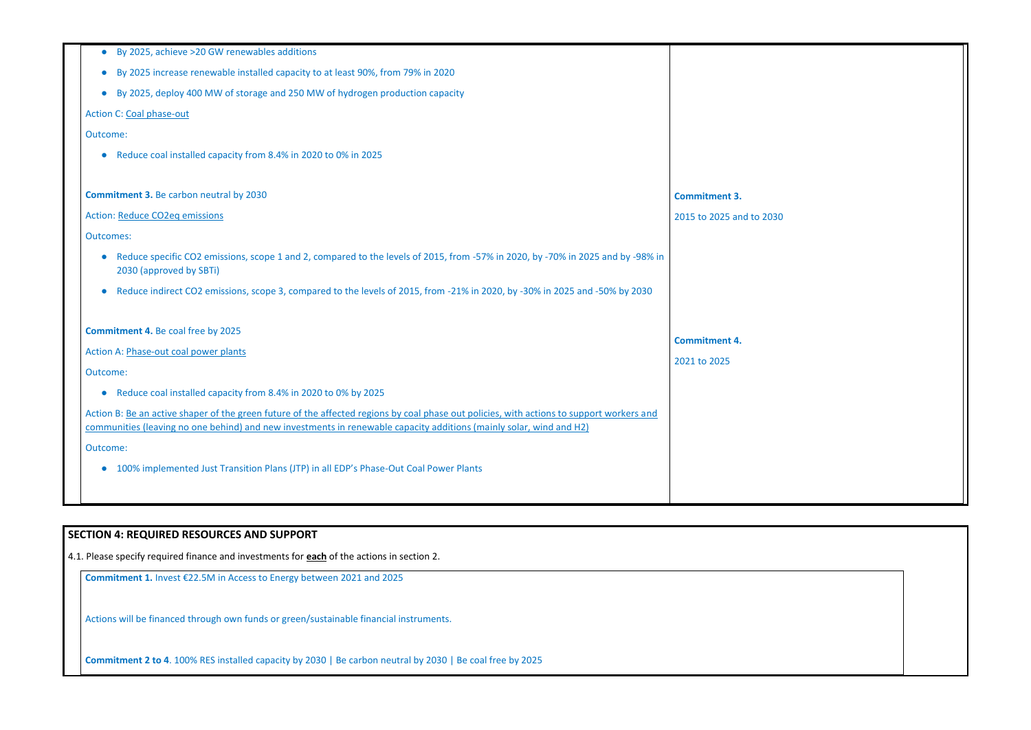| | |
|---|---|
| - By 2025, achieve >20 GW renewables additions<br>- By 2025 increase renewable installed capacity to at least 90%, from 79% in 2020<br>- By 2025, deploy 400 MW of storage and 250 MW of hydrogen production capacity<br><br>Action C: Coal phase-out<br><br>Outcome:<br><br>- Reduce coal installed capacity from 8.4% in 2020 to 0% in 2025 | |
| **Commitment 3.** Be carbon neutral by 2030<br><br>Action: Reduce CO2eq emissions<br><br>Outcomes:<br><br>- Reduce specific CO2 emissions, scope 1 and 2, compared to the levels of 2015, from -57% in 2020, by -70% in 2025 and by -98% in 2030 (approved by SBTi)<br>- Reduce indirect CO2 emissions, scope 3, compared to the levels of 2015, from -21% in 2020, by -30% in 2025 and -50% by 2030 | **Commitment 3.**<br><br>2015 to 2025 and to 2030 |
| **Commitment 4.** Be coal free by 2025<br><br>Action A: Phase-out coal power plants<br><br>Outcome:<br><br>- Reduce coal installed capacity from 8.4% in 2020 to 0% by 2025<br><br>Action B: Be an active shaper of the green future of the affected regions by coal phase out policies, with actions to support workers and communities (leaving no one behind) and new investments in renewable capacity additions (mainly solar, wind and H2)<br><br>Outcome:<br><br>- 100% implemented Just Transition Plans (JTP) in all EDP's Phase-Out Coal Power Plants | **Commitment 4.**<br><br>2021 to 2025 |

## SECTION 4: REQUIRED RESOURCES AND SUPPORT

4.1. Please specify required finance and investments for **each** of the actions in section 2.

**Commitment 1.** Invest €22.5M in Access to Energy between 2021 and 2025

Actions will be financed through own funds or green/sustainable financial instruments.

**Commitment 2 to 4**. 100% RES installed capacity by 2030 | Be carbon neutral by 2030 | Be coal free by 2025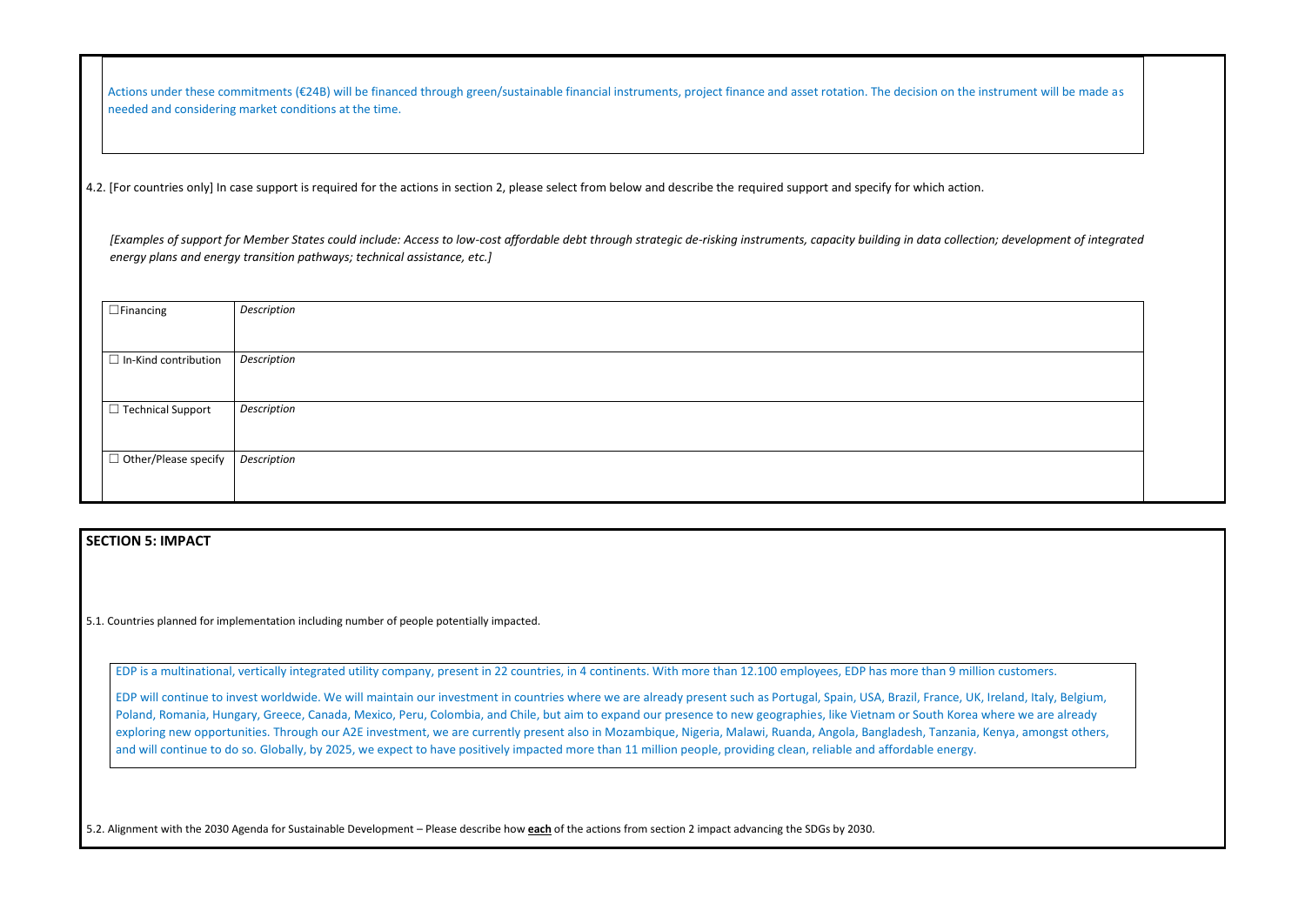Actions under these commitments (€24B) will be financed through green/sustainable financial instruments, project finance and asset rotation. The decision on the instrument will be made as needed and considering market conditions at the time.

4.2. [For countries only] In case support is required for the actions in section 2, please select from below and describe the required support and specify for which action.

*[Examples of support for Member States could include: Access to low-cost affordable debt through strategic de-risking instruments, capacity building in data collection; development of integrated energy plans and energy transition pathways; technical assistance, etc.]*

| | |
|---|---|
| ☐Financing | *Description* |
| ☐ In-Kind contribution | *Description* |
| ☐ Technical Support | *Description* |
| ☐ Other/Please specify | *Description* |

## SECTION 5: IMPACT

5.1. Countries planned for implementation including number of people potentially impacted.

EDP is a multinational, vertically integrated utility company, present in 22 countries, in 4 continents. With more than 12.100 employees, EDP has more than 9 million customers.

EDP will continue to invest worldwide. We will maintain our investment in countries where we are already present such as Portugal, Spain, USA, Brazil, France, UK, Ireland, Italy, Belgium, Poland, Romania, Hungary, Greece, Canada, Mexico, Peru, Colombia, and Chile, but aim to expand our presence to new geographies, like Vietnam or South Korea where we are already exploring new opportunities. Through our A2E investment, we are currently present also in Mozambique, Nigeria, Malawi, Ruanda, Angola, Bangladesh, Tanzania, Kenya, amongst others, and will continue to do so. Globally, by 2025, we expect to have positively impacted more than 11 million people, providing clean, reliable and affordable energy.

5.2. Alignment with the 2030 Agenda for Sustainable Development – Please describe how **each** of the actions from section 2 impact advancing the SDGs by 2030.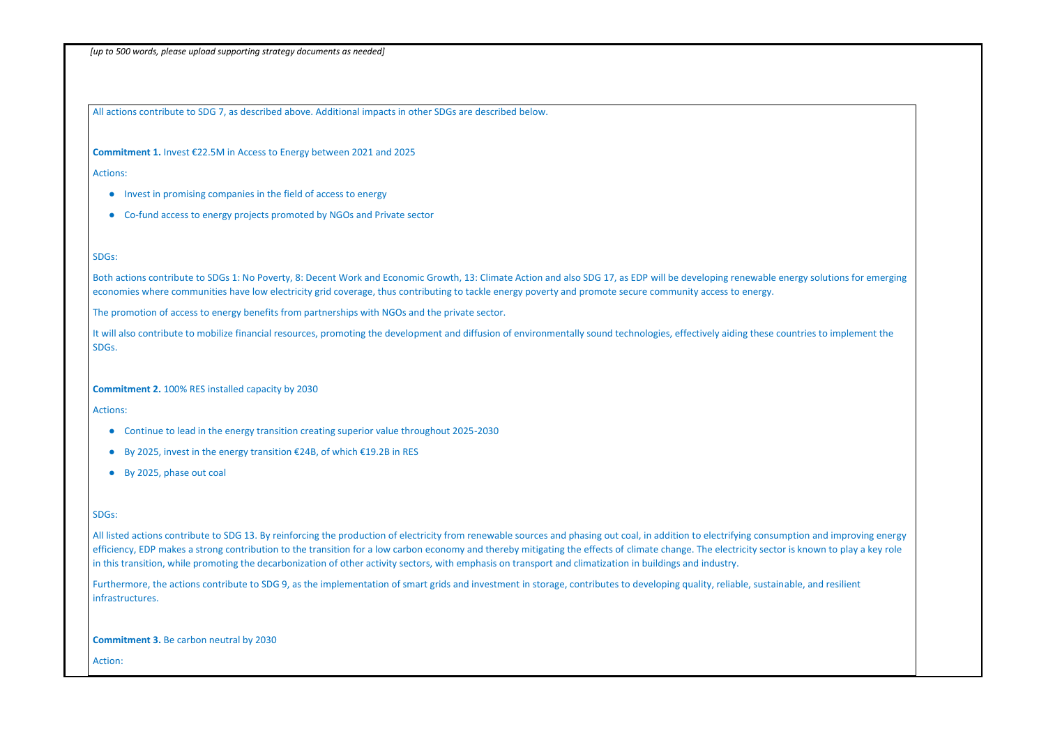*[up to 500 words, please upload supporting strategy documents as needed]*

All actions contribute to SDG 7, as described above. Additional impacts in other SDGs are described below.

**Commitment 1.** Invest €22.5M in Access to Energy between 2021 and 2025

Actions:

- Invest in promising companies in the field of access to energy
- Co-fund access to energy projects promoted by NGOs and Private sector

SDGs:

Both actions contribute to SDGs 1: No Poverty, 8: Decent Work and Economic Growth, 13: Climate Action and also SDG 17, as EDP will be developing renewable energy solutions for emerging economies where communities have low electricity grid coverage, thus contributing to tackle energy poverty and promote secure community access to energy.

The promotion of access to energy benefits from partnerships with NGOs and the private sector.

It will also contribute to mobilize financial resources, promoting the development and diffusion of environmentally sound technologies, effectively aiding these countries to implement the SDGs.

**Commitment 2.** 100% RES installed capacity by 2030

Actions:

- Continue to lead in the energy transition creating superior value throughout 2025-2030
- By 2025, invest in the energy transition €24B, of which €19.2B in RES
- By 2025, phase out coal

SDGs:

All listed actions contribute to SDG 13. By reinforcing the production of electricity from renewable sources and phasing out coal, in addition to electrifying consumption and improving energy efficiency, EDP makes a strong contribution to the transition for a low carbon economy and thereby mitigating the effects of climate change. The electricity sector is known to play a key role in this transition, while promoting the decarbonization of other activity sectors, with emphasis on transport and climatization in buildings and industry.

Furthermore, the actions contribute to SDG 9, as the implementation of smart grids and investment in storage, contributes to developing quality, reliable, sustainable, and resilient infrastructures.

**Commitment 3.** Be carbon neutral by 2030

Action: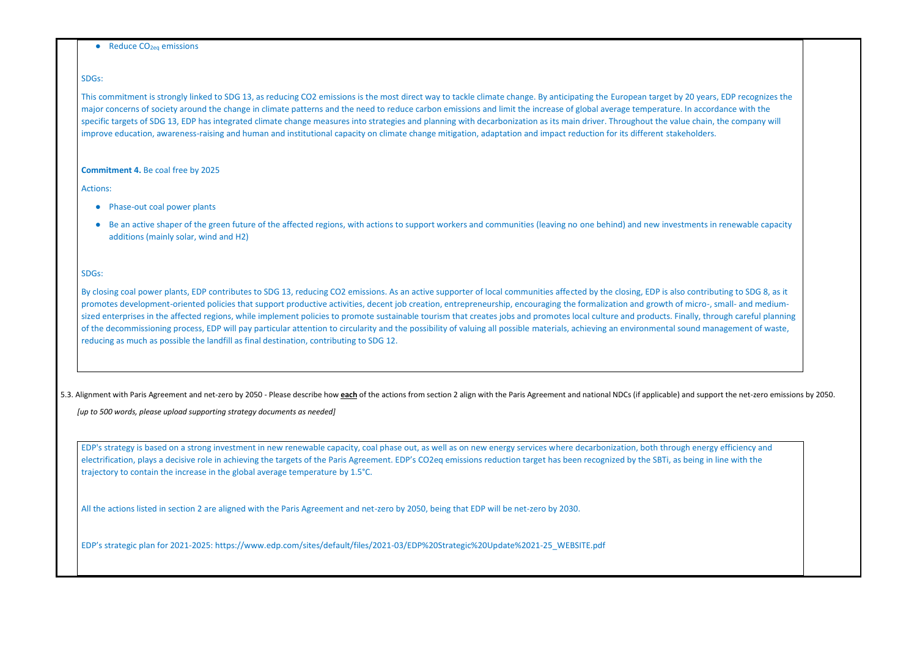- Reduce $CO_{2eq}$ emissions

SDGs:

This commitment is strongly linked to SDG 13, as reducing CO2 emissions is the most direct way to tackle climate change. By anticipating the European target by 20 years, EDP recognizes the major concerns of society around the change in climate patterns and the need to reduce carbon emissions and limit the increase of global average temperature. In accordance with the specific targets of SDG 13, EDP has integrated climate change measures into strategies and planning with decarbonization as its main driver. Throughout the value chain, the company will improve education, awareness-raising and human and institutional capacity on climate change mitigation, adaptation and impact reduction for its different stakeholders.

**Commitment 4.** Be coal free by 2025

Actions:

- Phase-out coal power plants
- Be an active shaper of the green future of the affected regions, with actions to support workers and communities (leaving no one behind) and new investments in renewable capacity additions (mainly solar, wind and H2)

SDGs:

By closing coal power plants, EDP contributes to SDG 13, reducing CO2 emissions. As an active supporter of local communities affected by the closing, EDP is also contributing to SDG 8, as it promotes development-oriented policies that support productive activities, decent job creation, entrepreneurship, encouraging the formalization and growth of micro-, small- and medium-sized enterprises in the affected regions, while implement policies to promote sustainable tourism that creates jobs and promotes local culture and products. Finally, through careful planning of the decommissioning process, EDP will pay particular attention to circularity and the possibility of valuing all possible materials, achieving an environmental sound management of waste, reducing as much as possible the landfill as final destination, contributing to SDG 12.

5.3. Alignment with Paris Agreement and net-zero by 2050 - Please describe how <u>**each**</u> of the actions from section 2 align with the Paris Agreement and national NDCs (if applicable) and support the net-zero emissions by 2050.

*[up to 500 words, please upload supporting strategy documents as needed]*

EDP's strategy is based on a strong investment in new renewable capacity, coal phase out, as well as on new energy services where decarbonization, both through energy efficiency and electrification, plays a decisive role in achieving the targets of the Paris Agreement. EDP's CO2eq emissions reduction target has been recognized by the SBTi, as being in line with the trajectory to contain the increase in the global average temperature by 1.5°C.

All the actions listed in section 2 are aligned with the Paris Agreement and net-zero by 2050, being that EDP will be net-zero by 2030.

EDP's strategic plan for 2021-2025: https://www.edp.com/sites/default/files/2021-03/EDP%20Strategic%20Update%2021-25_WEBSITE.pdf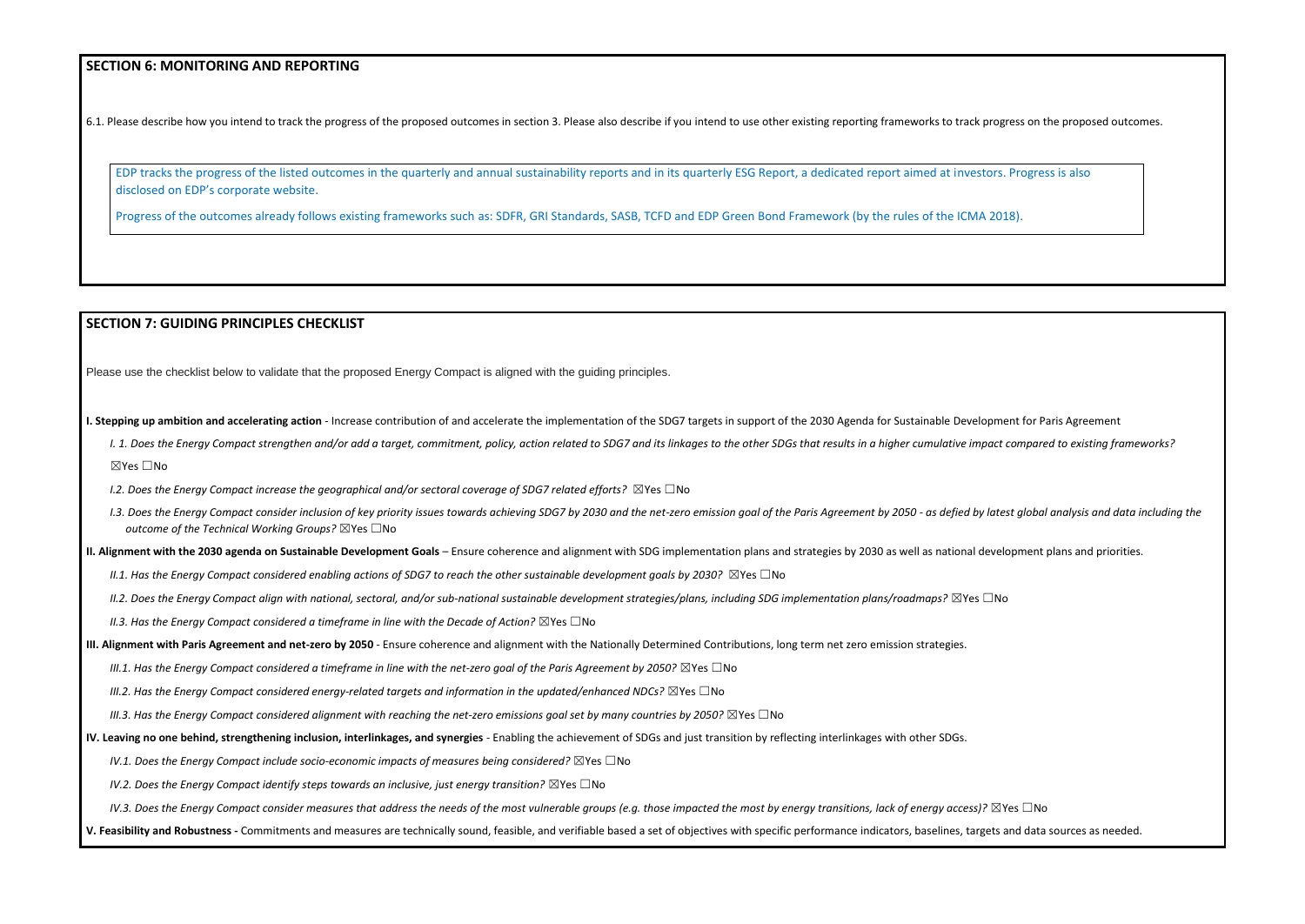## SECTION 6: MONITORING AND REPORTING

6.1. Please describe how you intend to track the progress of the proposed outcomes in section 3. Please also describe if you intend to use other existing reporting frameworks to track progress on the proposed outcomes.

EDP tracks the progress of the listed outcomes in the quarterly and annual sustainability reports and in its quarterly ESG Report, a dedicated report aimed at investors. Progress is also disclosed on EDP's corporate website.

Progress of the outcomes already follows existing frameworks such as: SDFR, GRI Standards, SASB, TCFD and EDP Green Bond Framework (by the rules of the ICMA 2018).

## SECTION 7: GUIDING PRINCIPLES CHECKLIST

Please use the checklist below to validate that the proposed Energy Compact is aligned with the guiding principles.

**I. Stepping up ambition and accelerating action** - Increase contribution of and accelerate the implementation of the SDG7 targets in support of the 2030 Agenda for Sustainable Development for Paris Agreement

*I. 1. Does the Energy Compact strengthen and/or add a target, commitment, policy, action related to SDG7 and its linkages to the other SDGs that results in a higher cumulative impact compared to existing frameworks?*

☒Yes ☐No

*I.2. Does the Energy Compact increase the geographical and/or sectoral coverage of SDG7 related efforts?* ☒Yes ☐No

*I.3. Does the Energy Compact consider inclusion of key priority issues towards achieving SDG7 by 2030 and the net-zero emission goal of the Paris Agreement by 2050 - as defied by latest global analysis and data including the outcome of the Technical Working Groups?* ☒Yes ☐No

**II. Alignment with the 2030 agenda on Sustainable Development Goals** – Ensure coherence and alignment with SDG implementation plans and strategies by 2030 as well as national development plans and priorities.

*II.1. Has the Energy Compact considered enabling actions of SDG7 to reach the other sustainable development goals by 2030?* ☒Yes ☐No

*II.2. Does the Energy Compact align with national, sectoral, and/or sub-national sustainable development strategies/plans, including SDG implementation plans/roadmaps?* ☒Yes ☐No

*II.3. Has the Energy Compact considered a timeframe in line with the Decade of Action?* ☒Yes ☐No

**III. Alignment with Paris Agreement and net-zero by 2050** - Ensure coherence and alignment with the Nationally Determined Contributions, long term net zero emission strategies.

*III.1. Has the Energy Compact considered a timeframe in line with the net-zero goal of the Paris Agreement by 2050?* ☒Yes ☐No

*III.2. Has the Energy Compact considered energy-related targets and information in the updated/enhanced NDCs?* ☒Yes ☐No

*III.3. Has the Energy Compact considered alignment with reaching the net-zero emissions goal set by many countries by 2050?* ☒Yes ☐No

**IV. Leaving no one behind, strengthening inclusion, interlinkages, and synergies** - Enabling the achievement of SDGs and just transition by reflecting interlinkages with other SDGs.

*IV.1. Does the Energy Compact include socio-economic impacts of measures being considered?* ☒Yes ☐No

*IV.2. Does the Energy Compact identify steps towards an inclusive, just energy transition?* ☒Yes ☐No

*IV.3. Does the Energy Compact consider measures that address the needs of the most vulnerable groups (e.g. those impacted the most by energy transitions, lack of energy access)?* ☒Yes ☐No

**V. Feasibility and Robustness -** Commitments and measures are technically sound, feasible, and verifiable based a set of objectives with specific performance indicators, baselines, targets and data sources as needed.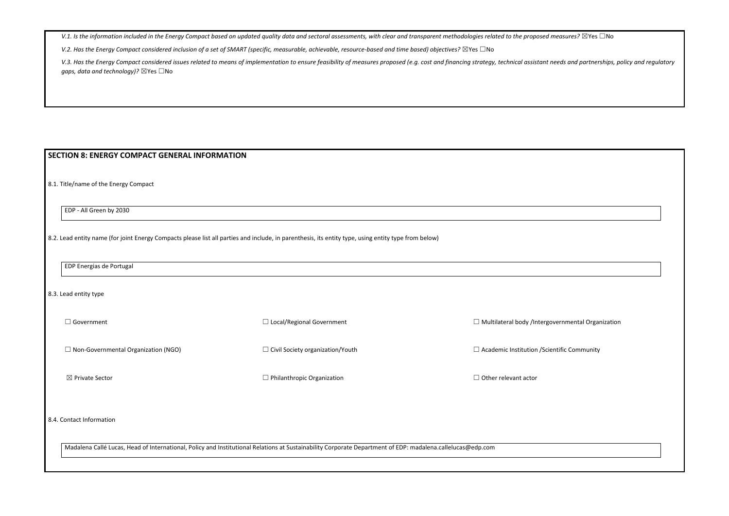*V.1. Is the information included in the Energy Compact based on updated quality data and sectoral assessments, with clear and transparent methodologies related to the proposed measures?* ☒Yes ☐No

*V.2. Has the Energy Compact considered inclusion of a set of SMART (specific, measurable, achievable, resource-based and time based) objectives?* ☒Yes ☐No

*V.3. Has the Energy Compact considered issues related to means of implementation to ensure feasibility of measures proposed (e.g. cost and financing strategy, technical assistant needs and partnerships, policy and regulatory gaps, data and technology)?* ☒Yes ☐No

## SECTION 8: ENERGY COMPACT GENERAL INFORMATION

8.1. Title/name of the Energy Compact

EDP - All Green by 2030

8.2. Lead entity name (for joint Energy Compacts please list all parties and include, in parenthesis, its entity type, using entity type from below)

EDP Energias de Portugal

8.3. Lead entity type

| | | |
|---|---|---|
| ☐ Government | ☐ Local/Regional Government | ☐ Multilateral body /Intergovernmental Organization |
| ☐ Non-Governmental Organization (NGO) | ☐ Civil Society organization/Youth | ☐ Academic Institution /Scientific Community |
| ☒ Private Sector | ☐ Philanthropic Organization | ☐ Other relevant actor |

8.4. Contact Information

Madalena Callé Lucas, Head of International, Policy and Institutional Relations at Sustainability Corporate Department of EDP: madalena.callelucas@edp.com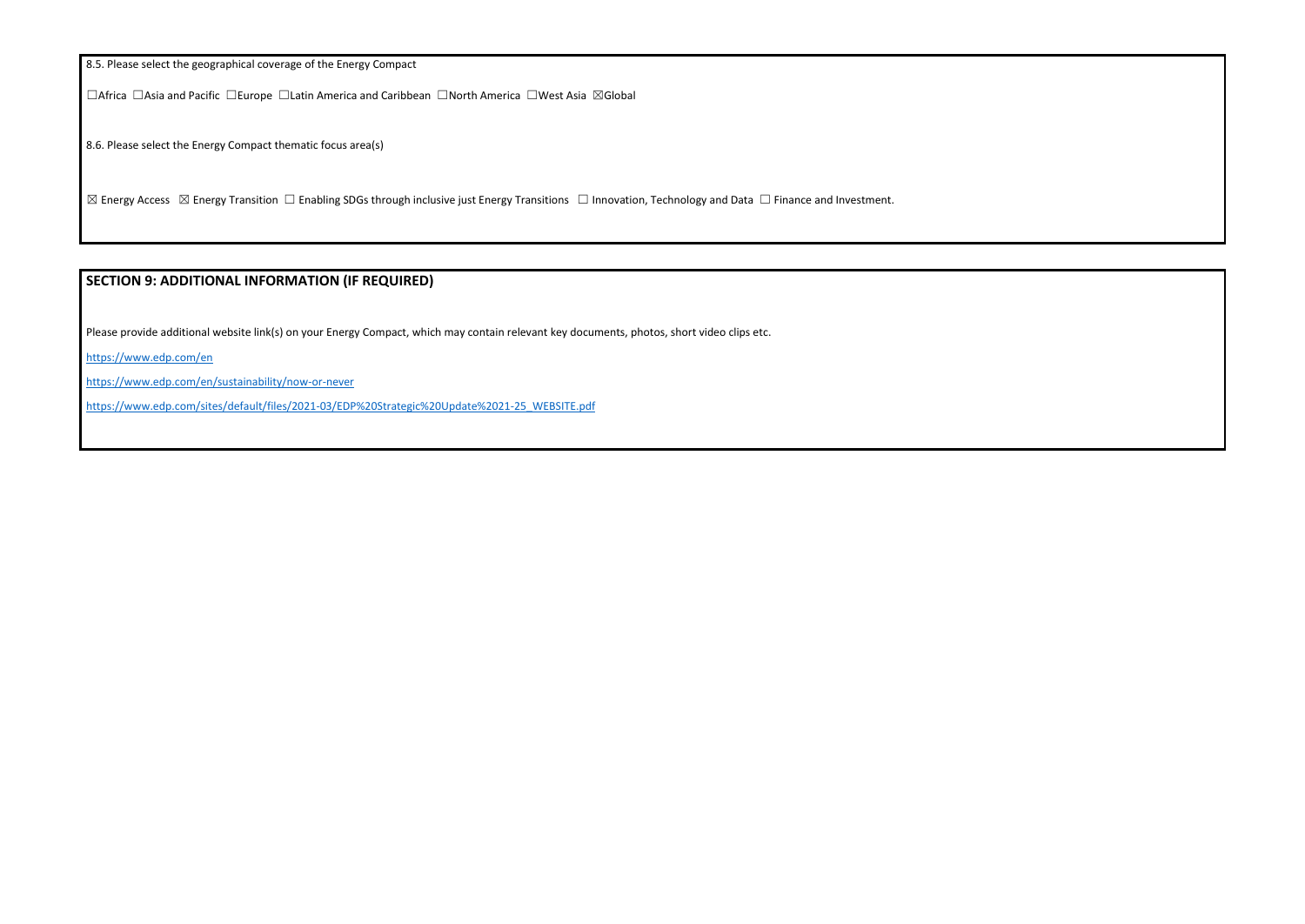8.5. Please select the geographical coverage of the Energy Compact

☐Africa ☐Asia and Pacific ☐Europe ☐Latin America and Caribbean ☐North America ☐West Asia ☒Global

8.6. Please select the Energy Compact thematic focus area(s)

☒ Energy Access ☒ Energy Transition ☐ Enabling SDGs through inclusive just Energy Transitions ☐ Innovation, Technology and Data ☐ Finance and Investment.

## SECTION 9: ADDITIONAL INFORMATION (IF REQUIRED)

Please provide additional website link(s) on your Energy Compact, which may contain relevant key documents, photos, short video clips etc.

https://www.edp.com/en

https://www.edp.com/en/sustainability/now-or-never

https://www.edp.com/sites/default/files/2021-03/EDP%20Strategic%20Update%2021-25_WEBSITE.pdf